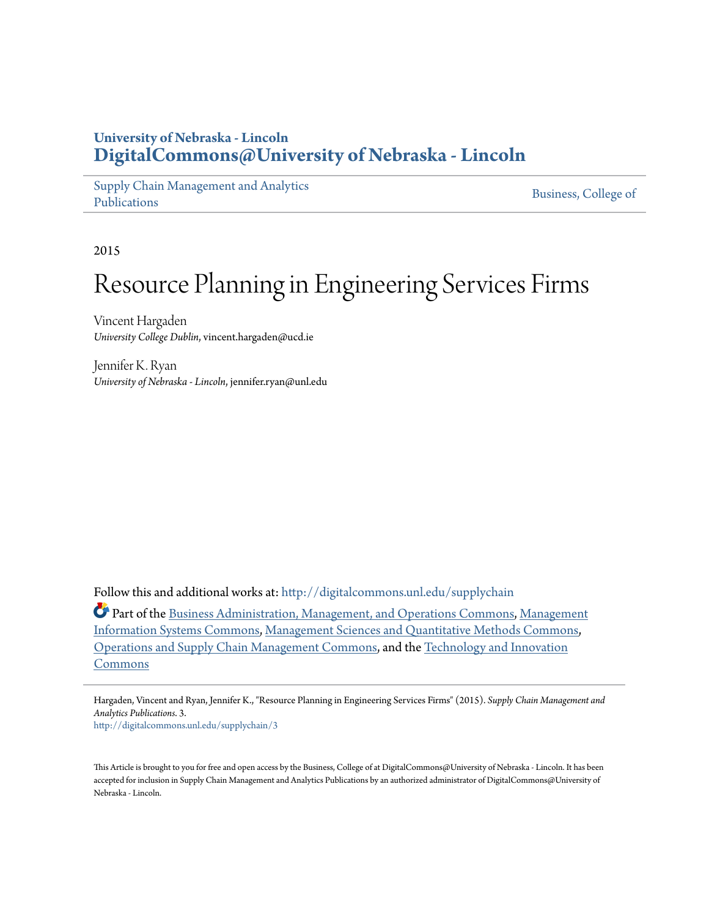**University of Nebraska - Lincoln**
**DigitalCommons@University of Nebraska - Lincoln**

Supply Chain Management and Analytics Publications | Business, College of

2015

# Resource Planning in Engineering Services Firms

Vincent Hargaden
*University College Dublin*, vincent.hargaden@ucd.ie

Jennifer K. Ryan
*University of Nebraska - Lincoln*, jennifer.ryan@unl.edu

Follow this and additional works at: http://digitalcommons.unl.edu/supplychain

Part of the Business Administration, Management, and Operations Commons, Management Information Systems Commons, Management Sciences and Quantitative Methods Commons, Operations and Supply Chain Management Commons, and the Technology and Innovation Commons

Hargaden, Vincent and Ryan, Jennifer K., "Resource Planning in Engineering Services Firms" (2015). *Supply Chain Management and Analytics Publications*. 3.
http://digitalcommons.unl.edu/supplychain/3

This Article is brought to you for free and open access by the Business, College of at DigitalCommons@University of Nebraska - Lincoln. It has been accepted for inclusion in Supply Chain Management and Analytics Publications by an authorized administrator of DigitalCommons@University of Nebraska - Lincoln.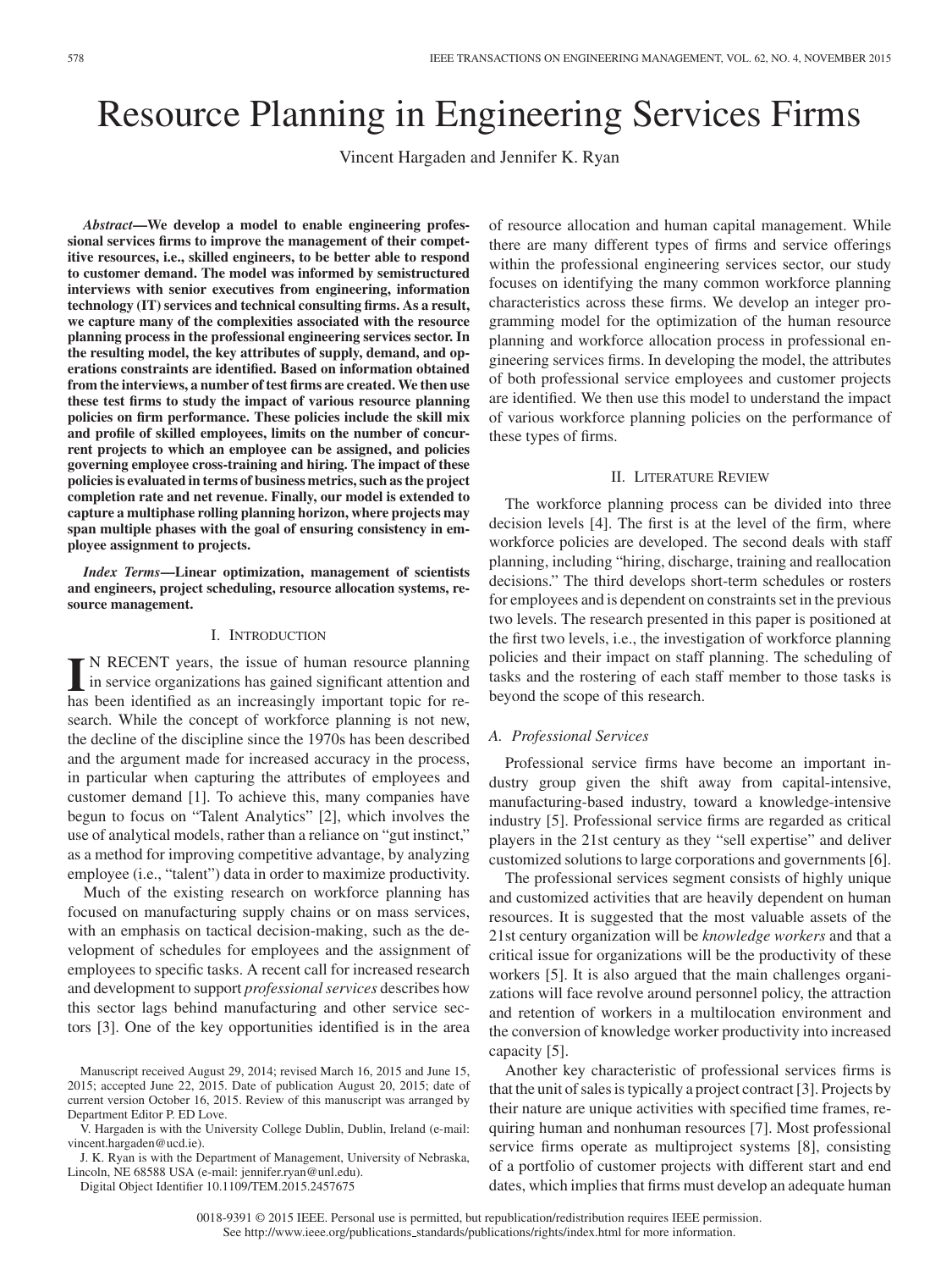# Resource Planning in Engineering Services Firms

Vincent Hargaden and Jennifer K. Ryan

***Abstract*—We develop a model to enable engineering professional services firms to improve the management of their competitive resources, i.e., skilled engineers, to be better able to respond to customer demand. The model was informed by semistructured interviews with senior executives from engineering, information technology (IT) services and technical consulting firms. As a result, we capture many of the complexities associated with the resource planning process in the professional engineering services sector. In the resulting model, the key attributes of supply, demand, and operations constraints are identified. Based on information obtained from the interviews, a number of test firms are created. We then use these test firms to study the impact of various resource planning policies on firm performance. These policies include the skill mix and profile of skilled employees, limits on the number of concurrent projects to which an employee can be assigned, and policies governing employee cross-training and hiring. The impact of these policies is evaluated in terms of business metrics, such as the project completion rate and net revenue. Finally, our model is extended to capture a multiphase rolling planning horizon, where projects may span multiple phases with the goal of ensuring consistency in employee assignment to projects.**

***Index Terms*—Linear optimization, management of scientists and engineers, project scheduling, resource allocation systems, resource management.**

## I. Introduction

In recent years, the issue of human resource planning in service organizations has gained significant attention and has been identified as an increasingly important topic for research. While the concept of workforce planning is not new, the decline of the discipline since the 1970s has been described and the argument made for increased accuracy in the process, in particular when capturing the attributes of employees and customer demand [1]. To achieve this, many companies have begun to focus on "Talent Analytics" [2], which involves the use of analytical models, rather than a reliance on "gut instinct," as a method for improving competitive advantage, by analyzing employee (i.e., "talent") data in order to maximize productivity.

Much of the existing research on workforce planning has focused on manufacturing supply chains or on mass services, with an emphasis on tactical decision-making, such as the development of schedules for employees and the assignment of employees to specific tasks. A recent call for increased research and development to support *professional services* describes how this sector lags behind manufacturing and other service sectors [3]. One of the key opportunities identified is in the area of resource allocation and human capital management. While there are many different types of firms and service offerings within the professional engineering services sector, our study focuses on identifying the many common workforce planning characteristics across these firms. We develop an integer programming model for the optimization of the human resource planning and workforce allocation process in professional engineering services firms. In developing the model, the attributes of both professional service employees and customer projects are identified. We then use this model to understand the impact of various workforce planning policies on the performance of these types of firms.

Manuscript received August 29, 2014; revised March 16, 2015 and June 15, 2015; accepted June 22, 2015. Date of publication August 20, 2015; date of current version October 16, 2015. Review of this manuscript was arranged by Department Editor P. ED Love.

V. Hargaden is with the University College Dublin, Dublin, Ireland (e-mail: vincent.hargaden@ucd.ie).

J. K. Ryan is with the Department of Management, University of Nebraska, Lincoln, NE 68588 USA (e-mail: jennifer.ryan@unl.edu).

Digital Object Identifier 10.1109/TEM.2015.2457675

## II. Literature Review

The workforce planning process can be divided into three decision levels [4]. The first is at the level of the firm, where workforce policies are developed. The second deals with staff planning, including "hiring, discharge, training and reallocation decisions." The third develops short-term schedules or rosters for employees and is dependent on constraints set in the previous two levels. The research presented in this paper is positioned at the first two levels, i.e., the investigation of workforce planning policies and their impact on staff planning. The scheduling of tasks and the rostering of each staff member to those tasks is beyond the scope of this research.

### A. Professional Services

Professional service firms have become an important industry group given the shift away from capital-intensive, manufacturing-based industry, toward a knowledge-intensive industry [5]. Professional service firms are regarded as critical players in the 21st century as they "sell expertise" and deliver customized solutions to large corporations and governments [6].

The professional services segment consists of highly unique and customized activities that are heavily dependent on human resources. It is suggested that the most valuable assets of the 21st century organization will be *knowledge workers* and that a critical issue for organizations will be the productivity of these workers [5]. It is also argued that the main challenges organizations will face revolve around personnel policy, the attraction and retention of workers in a multilocation environment and the conversion of knowledge worker productivity into increased capacity [5].

Another key characteristic of professional services firms is that the unit of sales is typically a project contract [3]. Projects by their nature are unique activities with specified time frames, requiring human and nonhuman resources [7]. Most professional service firms operate as multiproject systems [8], consisting of a portfolio of customer projects with different start and end dates, which implies that firms must develop an adequate human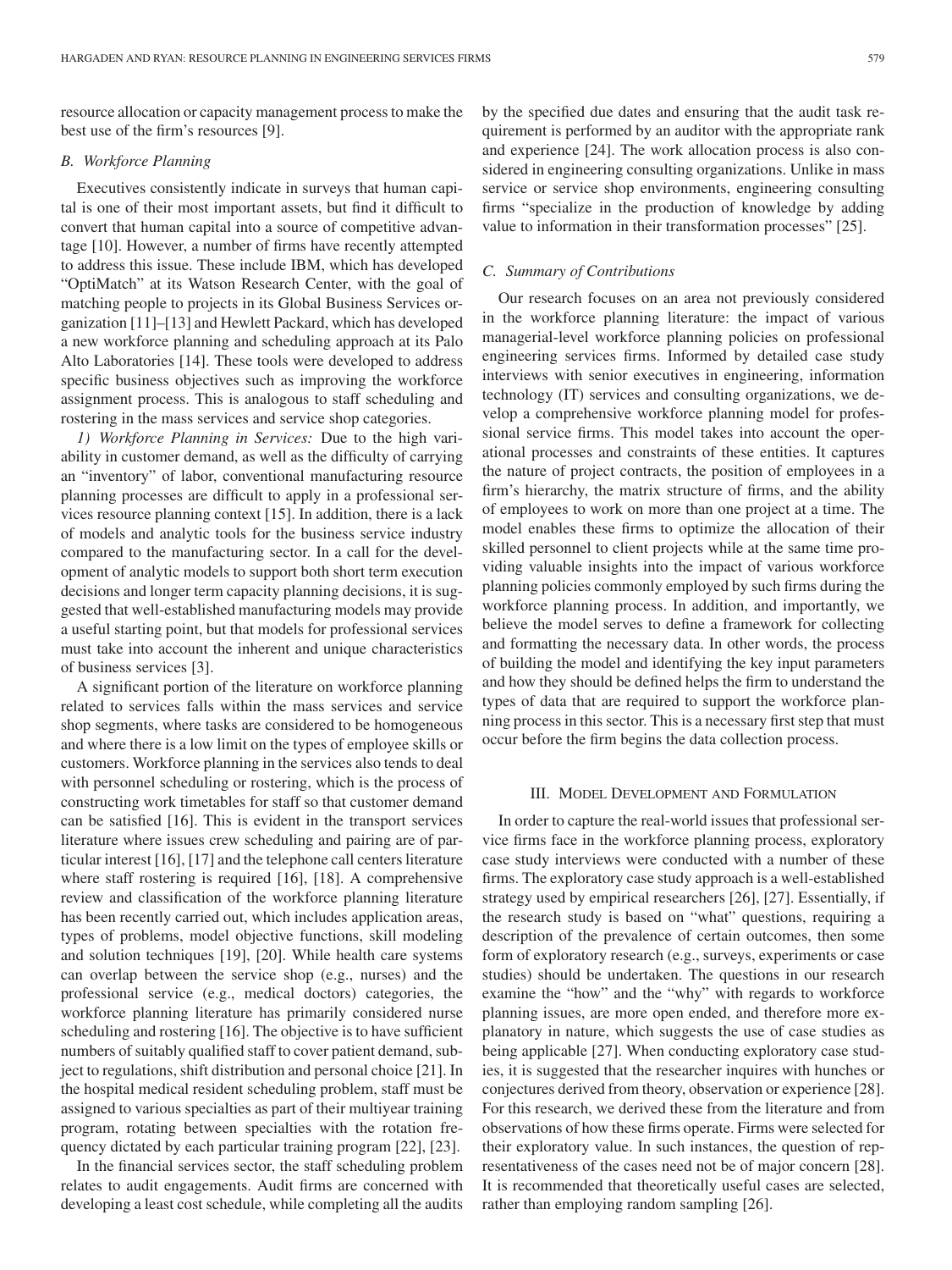resource allocation or capacity management process to make the best use of the firm's resources [9].

### B. Workforce Planning

Executives consistently indicate in surveys that human capital is one of their most important assets, but find it difficult to convert that human capital into a source of competitive advantage [10]. However, a number of firms have recently attempted to address this issue. These include IBM, which has developed "OptiMatch" at its Watson Research Center, with the goal of matching people to projects in its Global Business Services organization [11]–[13] and Hewlett Packard, which has developed a new workforce planning and scheduling approach at its Palo Alto Laboratories [14]. These tools were developed to address specific business objectives such as improving the workforce assignment process. This is analogous to staff scheduling and rostering in the mass services and service shop categories.

*1) Workforce Planning in Services:* Due to the high variability in customer demand, as well as the difficulty of carrying an "inventory" of labor, conventional manufacturing resource planning processes are difficult to apply in a professional services resource planning context [15]. In addition, there is a lack of models and analytic tools for the business service industry compared to the manufacturing sector. In a call for the development of analytic models to support both short term execution decisions and longer term capacity planning decisions, it is suggested that well-established manufacturing models may provide a useful starting point, but that models for professional services must take into account the inherent and unique characteristics of business services [3].

A significant portion of the literature on workforce planning related to services falls within the mass services and service shop segments, where tasks are considered to be homogeneous and where there is a low limit on the types of employee skills or customers. Workforce planning in the services also tends to deal with personnel scheduling or rostering, which is the process of constructing work timetables for staff so that customer demand can be satisfied [16]. This is evident in the transport services literature where issues crew scheduling and pairing are of particular interest [16], [17] and the telephone call centers literature where staff rostering is required [16], [18]. A comprehensive review and classification of the workforce planning literature has been recently carried out, which includes application areas, types of problems, model objective functions, skill modeling and solution techniques [19], [20]. While health care systems can overlap between the service shop (e.g., nurses) and the professional service (e.g., medical doctors) categories, the workforce planning literature has primarily considered nurse scheduling and rostering [16]. The objective is to have sufficient numbers of suitably qualified staff to cover patient demand, subject to regulations, shift distribution and personal choice [21]. In the hospital medical resident scheduling problem, staff must be assigned to various specialties as part of their multiyear training program, rotating between specialties with the rotation frequency dictated by each particular training program [22], [23].

In the financial services sector, the staff scheduling problem relates to audit engagements. Audit firms are concerned with developing a least cost schedule, while completing all the audits by the specified due dates and ensuring that the audit task requirement is performed by an auditor with the appropriate rank and experience [24]. The work allocation process is also considered in engineering consulting organizations. Unlike in mass service or service shop environments, engineering consulting firms "specialize in the production of knowledge by adding value to information in their transformation processes" [25].

### C. Summary of Contributions

Our research focuses on an area not previously considered in the workforce planning literature: the impact of various managerial-level workforce planning policies on professional engineering services firms. Informed by detailed case study interviews with senior executives in engineering, information technology (IT) services and consulting organizations, we develop a comprehensive workforce planning model for professional service firms. This model takes into account the operational processes and constraints of these entities. It captures the nature of project contracts, the position of employees in a firm's hierarchy, the matrix structure of firms, and the ability of employees to work on more than one project at a time. The model enables these firms to optimize the allocation of their skilled personnel to client projects while at the same time providing valuable insights into the impact of various workforce planning policies commonly employed by such firms during the workforce planning process. In addition, and importantly, we believe the model serves to define a framework for collecting and formatting the necessary data. In other words, the process of building the model and identifying the key input parameters and how they should be defined helps the firm to understand the types of data that are required to support the workforce planning process in this sector. This is a necessary first step that must occur before the firm begins the data collection process.

## III. Model Development and Formulation

In order to capture the real-world issues that professional service firms face in the workforce planning process, exploratory case study interviews were conducted with a number of these firms. The exploratory case study approach is a well-established strategy used by empirical researchers [26], [27]. Essentially, if the research study is based on "what" questions, requiring a description of the prevalence of certain outcomes, then some form of exploratory research (e.g., surveys, experiments or case studies) should be undertaken. The questions in our research examine the "how" and the "why" with regards to workforce planning issues, are more open ended, and therefore more explanatory in nature, which suggests the use of case studies as being applicable [27]. When conducting exploratory case studies, it is suggested that the researcher inquires with hunches or conjectures derived from theory, observation or experience [28]. For this research, we derived these from the literature and from observations of how these firms operate. Firms were selected for their exploratory value. In such instances, the question of representativeness of the cases need not be of major concern [28]. It is recommended that theoretically useful cases are selected, rather than employing random sampling [26].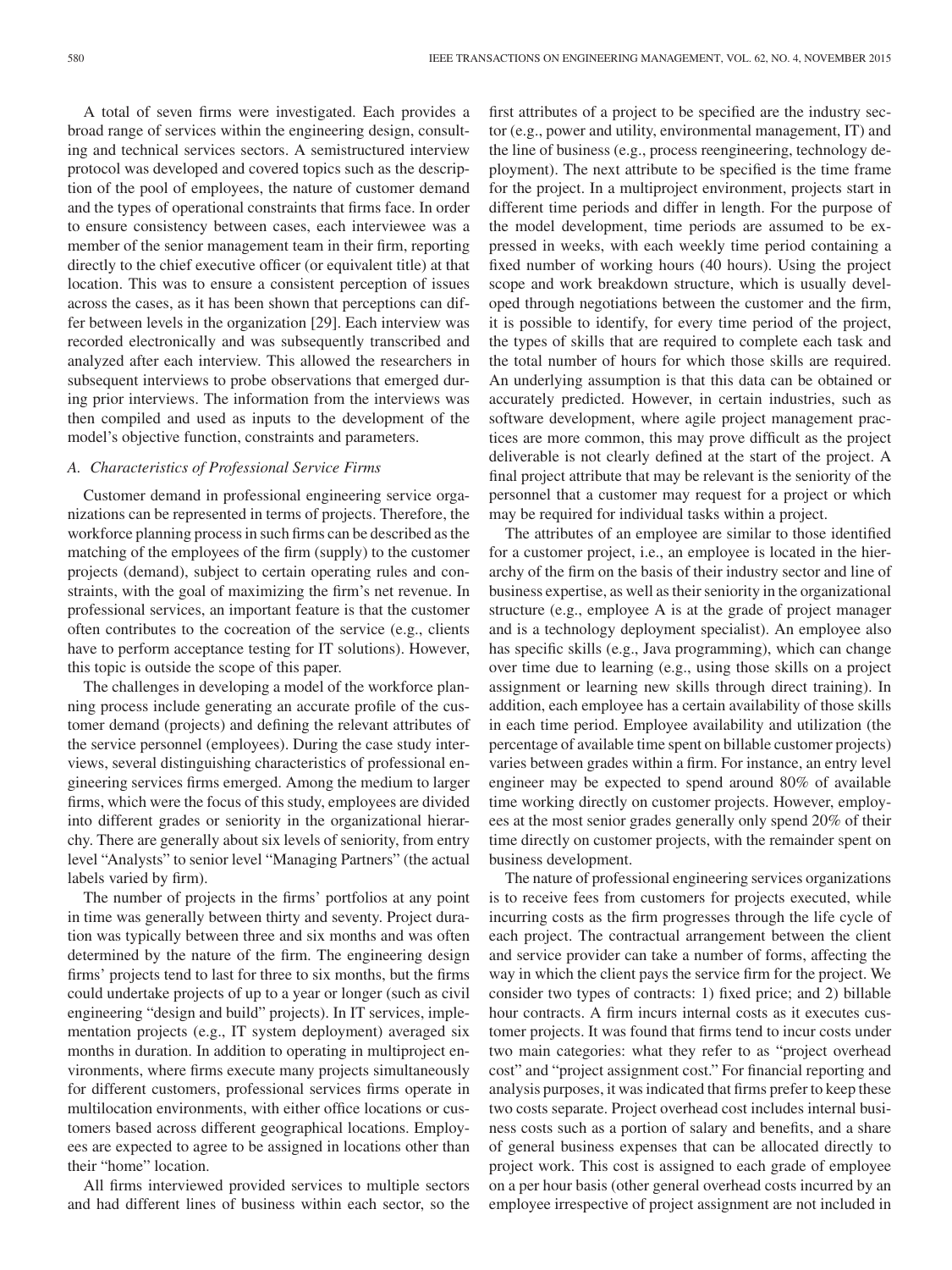A total of seven firms were investigated. Each provides a broad range of services within the engineering design, consulting and technical services sectors. A semistructured interview protocol was developed and covered topics such as the description of the pool of employees, the nature of customer demand and the types of operational constraints that firms face. In order to ensure consistency between cases, each interviewee was a member of the senior management team in their firm, reporting directly to the chief executive officer (or equivalent title) at that location. This was to ensure a consistent perception of issues across the cases, as it has been shown that perceptions can differ between levels in the organization [29]. Each interview was recorded electronically and was subsequently transcribed and analyzed after each interview. This allowed the researchers in subsequent interviews to probe observations that emerged during prior interviews. The information from the interviews was then compiled and used as inputs to the development of the model's objective function, constraints and parameters.

### *A. Characteristics of Professional Service Firms*

Customer demand in professional engineering service organizations can be represented in terms of projects. Therefore, the workforce planning process in such firms can be described as the matching of the employees of the firm (supply) to the customer projects (demand), subject to certain operating rules and constraints, with the goal of maximizing the firm's net revenue. In professional services, an important feature is that the customer often contributes to the cocreation of the service (e.g., clients have to perform acceptance testing for IT solutions). However, this topic is outside the scope of this paper.

The challenges in developing a model of the workforce planning process include generating an accurate profile of the customer demand (projects) and defining the relevant attributes of the service personnel (employees). During the case study interviews, several distinguishing characteristics of professional engineering services firms emerged. Among the medium to larger firms, which were the focus of this study, employees are divided into different grades or seniority in the organizational hierarchy. There are generally about six levels of seniority, from entry level "Analysts" to senior level "Managing Partners" (the actual labels varied by firm).

The number of projects in the firms' portfolios at any point in time was generally between thirty and seventy. Project duration was typically between three and six months and was often determined by the nature of the firm. The engineering design firms' projects tend to last for three to six months, but the firms could undertake projects of up to a year or longer (such as civil engineering "design and build" projects). In IT services, implementation projects (e.g., IT system deployment) averaged six months in duration. In addition to operating in multiproject environments, where firms execute many projects simultaneously for different customers, professional services firms operate in multilocation environments, with either office locations or customers based across different geographical locations. Employees are expected to agree to be assigned in locations other than their "home" location.

All firms interviewed provided services to multiple sectors and had different lines of business within each sector, so the first attributes of a project to be specified are the industry sector (e.g., power and utility, environmental management, IT) and the line of business (e.g., process reengineering, technology deployment). The next attribute to be specified is the time frame for the project. In a multiproject environment, projects start in different time periods and differ in length. For the purpose of the model development, time periods are assumed to be expressed in weeks, with each weekly time period containing a fixed number of working hours (40 hours). Using the project scope and work breakdown structure, which is usually developed through negotiations between the customer and the firm, it is possible to identify, for every time period of the project, the types of skills that are required to complete each task and the total number of hours for which those skills are required. An underlying assumption is that this data can be obtained or accurately predicted. However, in certain industries, such as software development, where agile project management practices are more common, this may prove difficult as the project deliverable is not clearly defined at the start of the project. A final project attribute that may be relevant is the seniority of the personnel that a customer may request for a project or which may be required for individual tasks within a project.

The attributes of an employee are similar to those identified for a customer project, i.e., an employee is located in the hierarchy of the firm on the basis of their industry sector and line of business expertise, as well as their seniority in the organizational structure (e.g., employee A is at the grade of project manager and is a technology deployment specialist). An employee also has specific skills (e.g., Java programming), which can change over time due to learning (e.g., using those skills on a project assignment or learning new skills through direct training). In addition, each employee has a certain availability of those skills in each time period. Employee availability and utilization (the percentage of available time spent on billable customer projects) varies between grades within a firm. For instance, an entry level engineer may be expected to spend around 80% of available time working directly on customer projects. However, employees at the most senior grades generally only spend 20% of their time directly on customer projects, with the remainder spent on business development.

The nature of professional engineering services organizations is to receive fees from customers for projects executed, while incurring costs as the firm progresses through the life cycle of each project. The contractual arrangement between the client and service provider can take a number of forms, affecting the way in which the client pays the service firm for the project. We consider two types of contracts: 1) fixed price; and 2) billable hour contracts. A firm incurs internal costs as it executes customer projects. It was found that firms tend to incur costs under two main categories: what they refer to as "project overhead cost" and "project assignment cost." For financial reporting and analysis purposes, it was indicated that firms prefer to keep these two costs separate. Project overhead cost includes internal business costs such as a portion of salary and benefits, and a share of general business expenses that can be allocated directly to project work. This cost is assigned to each grade of employee on a per hour basis (other general overhead costs incurred by an employee irrespective of project assignment are not included in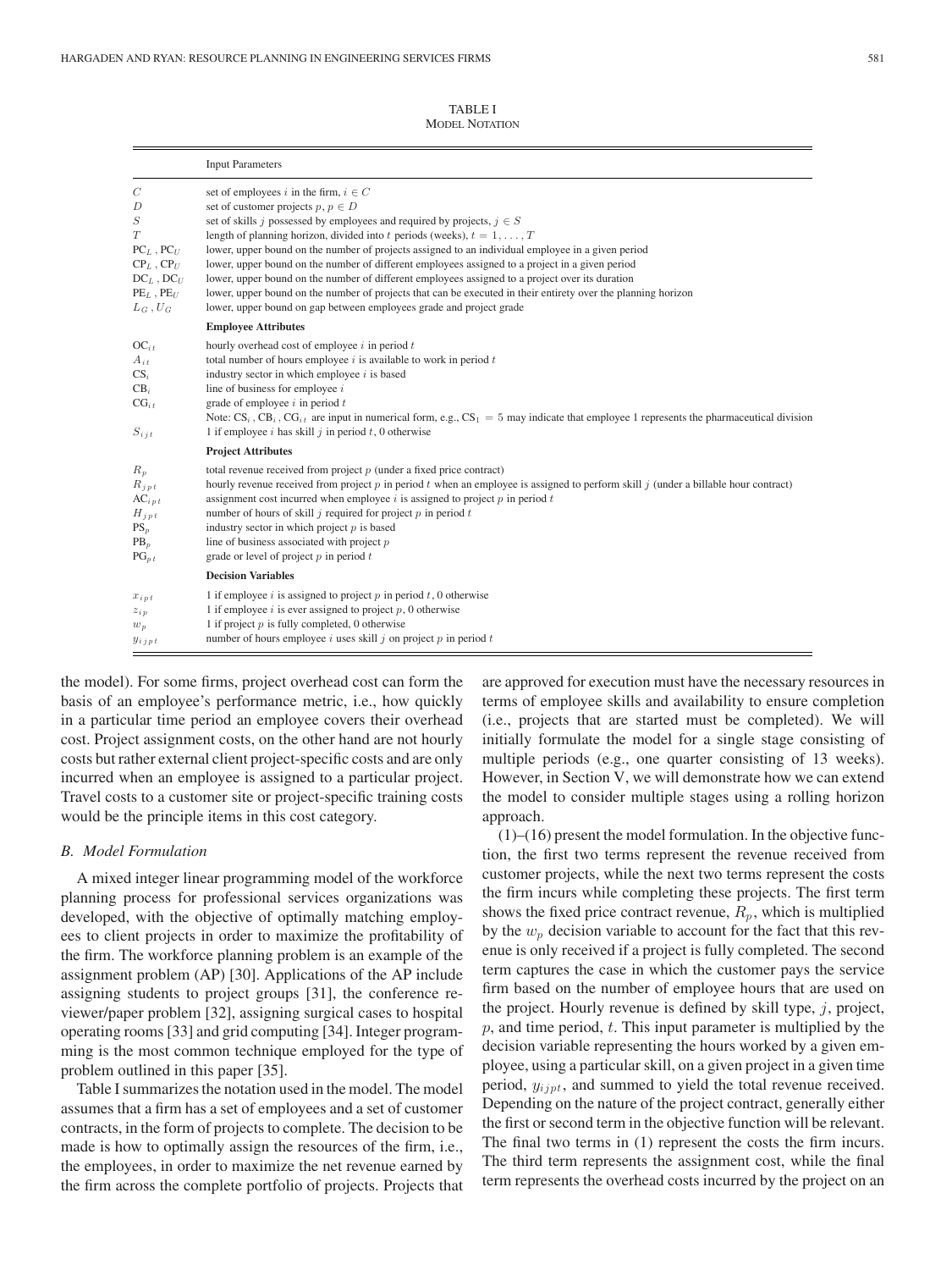TABLE I
MODEL NOTATION

| | Input Parameters |
|---|---|
| $C$ | set of employees $i$ in the firm, $i \in C$ |
| $D$ | set of customer projects $p$, $p \in D$ |
| $S$ | set of skills $j$ possessed by employees and required by projects, $j \in S$ |
| $T$ | length of planning horizon, divided into $t$ periods (weeks), $t = 1, \ldots, T$ |
| $\text{PC}_L$ , $\text{PC}_U$ | lower, upper bound on the number of projects assigned to an individual employee in a given period |
| $\text{CP}_L$ , $\text{CP}_U$ | lower, upper bound on the number of different employees assigned to a project in a given period |
| $\text{DC}_L$ , $\text{DC}_U$ | lower, upper bound on the number of different employees assigned to a project over its duration |
| $\text{PE}_L$ , $\text{PE}_U$ | lower, upper bound on the number of projects that can be executed in their entirety over the planning horizon |
| $L_G$ , $U_G$ | lower, upper bound on gap between employees grade and project grade |
| | **Employee Attributes** |
| $\text{OC}_{it}$ | hourly overhead cost of employee $i$ in period $t$ |
| $A_{it}$ | total number of hours employee $i$ is available to work in period $t$ |
| $\text{CS}_i$ | industry sector in which employee $i$ is based |
| $\text{CB}_i$ | line of business for employee $i$ |
| $\text{CG}_{it}$ | grade of employee $i$ in period $t$ |
| | Note: $\text{CS}_i$ , $\text{CB}_i$ , $\text{CG}_{it}$ are input in numerical form, e.g., $\text{CS}_1 = 5$ may indicate that employee 1 represents the pharmaceutical division |
| $S_{ijt}$ | 1 if employee $i$ has skill $j$ in period $t$, 0 otherwise |
| | **Project Attributes** |
| $R_p$ | total revenue received from project $p$ (under a fixed price contract) |
| $R_{jpt}$ | hourly revenue received from project $p$ in period $t$ when an employee is assigned to perform skill $j$ (under a billable hour contract) |
| $\text{AC}_{ipt}$ | assignment cost incurred when employee $i$ is assigned to project $p$ in period $t$ |
| $H_{jpt}$ | number of hours of skill $j$ required for project $p$ in period $t$ |
| $\text{PS}_p$ | industry sector in which project $p$ is based |
| $\text{PB}_p$ | line of business associated with project $p$ |
| $\text{PG}_{pt}$ | grade or level of project $p$ in period $t$ |
| | **Decision Variables** |
| $x_{ipt}$ | 1 if employee $i$ is assigned to project $p$ in period $t$, 0 otherwise |
| $z_{ip}$ | 1 if employee $i$ is ever assigned to project $p$, 0 otherwise |
| $w_p$ | 1 if project $p$ is fully completed, 0 otherwise |
| $y_{ijpt}$ | number of hours employee $i$ uses skill $j$ on project $p$ in period $t$ |

the model). For some firms, project overhead cost can form the basis of an employee's performance metric, i.e., how quickly in a particular time period an employee covers their overhead cost. Project assignment costs, on the other hand are not hourly costs but rather external client project-specific costs and are only incurred when an employee is assigned to a particular project. Travel costs to a customer site or project-specific training costs would be the principle items in this cost category.

### *B. Model Formulation*

A mixed integer linear programming model of the workforce planning process for professional services organizations was developed, with the objective of optimally matching employees to client projects in order to maximize the profitability of the firm. The workforce planning problem is an example of the assignment problem (AP) [30]. Applications of the AP include assigning students to project groups [31], the conference reviewer/paper problem [32], assigning surgical cases to hospital operating rooms [33] and grid computing [34]. Integer programming is the most common technique employed for the type of problem outlined in this paper [35].

Table I summarizes the notation used in the model. The model assumes that a firm has a set of employees and a set of customer contracts, in the form of projects to complete. The decision to be made is how to optimally assign the resources of the firm, i.e., the employees, in order to maximize the net revenue earned by the firm across the complete portfolio of projects. Projects that are approved for execution must have the necessary resources in terms of employee skills and availability to ensure completion (i.e., projects that are started must be completed). We will initially formulate the model for a single stage consisting of multiple periods (e.g., one quarter consisting of 13 weeks). However, in Section V, we will demonstrate how we can extend the model to consider multiple stages using a rolling horizon approach.

(1)–(16) present the model formulation. In the objective function, the first two terms represent the revenue received from customer projects, while the next two terms represent the costs the firm incurs while completing these projects. The first term shows the fixed price contract revenue, $R_p$, which is multiplied by the $w_p$ decision variable to account for the fact that this revenue is only received if a project is fully completed. The second term captures the case in which the customer pays the service firm based on the number of employee hours that are used on the project. Hourly revenue is defined by skill type, $j$, project, $p$, and time period, $t$. This input parameter is multiplied by the decision variable representing the hours worked by a given employee, using a particular skill, on a given project in a given time period, $y_{ijpt}$, and summed to yield the total revenue received. Depending on the nature of the project contract, generally either the first or second term in the objective function will be relevant. The final two terms in (1) represent the costs the firm incurs. The third term represents the assignment cost, while the final term represents the overhead costs incurred by the project on an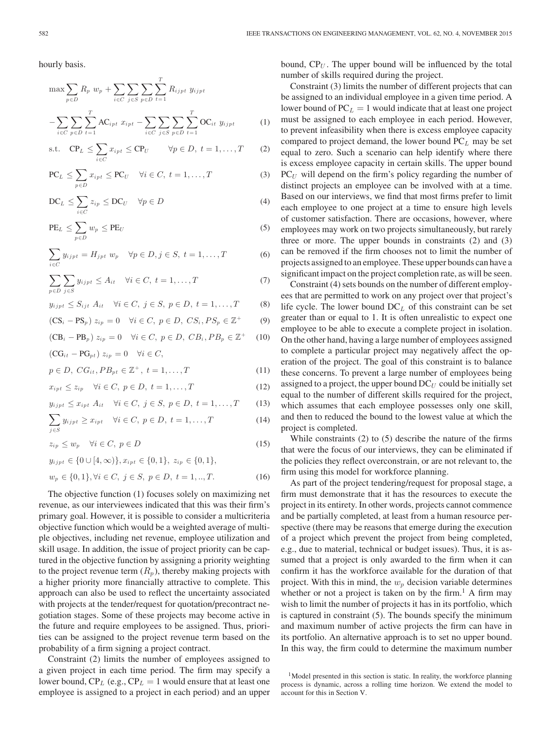hourly basis.

$$\max \sum_{p \in D} R_p \; w_p + \sum_{i \in C} \sum_{j \in S} \sum_{p \in D} \sum_{t=1}^{T} R_{ijpt} \; y_{ijpt}$$

$$- \sum_{i \in C} \sum_{p \in D} \sum_{t=1}^{T} \text{AC}_{ipt} \; x_{ipt} - \sum_{i \in C} \sum_{j \in S} \sum_{p \in D} \sum_{t=1}^{T} \text{OC}_{it} \; y_{ijpt} \tag{1}$$

$$\text{s.t.} \quad \text{CP}_L \leq \sum_{i \in C} x_{ipt} \leq \text{CP}_U \qquad \forall p \in D, \; t = 1, \ldots, T \tag{2}$$

$$\text{PC}_L \leq \sum_{p \in D} x_{ipt} \leq \text{PC}_U \quad \forall i \in C, \; t = 1, \ldots, T \tag{3}$$

$$\text{DC}_L \leq \sum_{i \in C} z_{ip} \leq \text{DC}_U \quad \forall p \in D \tag{4}$$

$$\text{PE}_L \leq \sum_{p \in D} w_p \leq \text{PE}_U \tag{5}$$

$$\sum_{i \in C} y_{ijpt} = H_{jpt} \; w_p \quad \forall p \in D, j \in S, \; t = 1, \ldots, T \tag{6}$$

$$\sum_{p \in D} \sum_{j \in S} y_{ijpt} \leq A_{it} \quad \forall i \in C, \; t = 1, \ldots, T \tag{7}$$

$$y_{ijpt} \leq S_{ijt} \; A_{it} \quad \forall i \in C, \; j \in S, \; p \in D, \; t = 1, \ldots, T \tag{8}$$

$$(\text{CS}_i - \text{PS}_p) \; z_{ip} = 0 \quad \forall i \in C, \; p \in D, \; CS_i, PS_p \in \mathbb{Z}^+ \tag{9}$$

$$(\text{CB}_i - \text{PB}_p) \; z_{ip} = 0 \quad \forall i \in C, \; p \in D, \; CB_i, PB_p \in \mathbb{Z}^+ \tag{10}$$

$$(\text{CG}_{it} - \text{PG}_{pt}) \; z_{ip} = 0 \quad \forall i \in C,$$

$$p \in D, \; CG_{it}, PB_{pt} \in \mathbb{Z}^+, \; t = 1, \ldots, T \tag{11}$$

$$x_{ipt} \leq z_{ip} \quad \forall i \in C, \; p \in D, \; t = 1, \ldots, T \tag{12}$$

$$y_{ijpt} \leq x_{ipt} \; A_{it} \quad \forall i \in C, \; j \in S, \; p \in D, \; t = 1, \ldots, T \tag{13}$$

$$\sum_{j \in S} y_{ijpt} \geq x_{ipt} \quad \forall i \in C, \; p \in D, \; t = 1, \ldots, T \tag{14}$$

$$z_{ip} \leq w_p \quad \forall i \in C, \; p \in D \tag{15}$$

$$y_{ijpt} \in \{0 \cup [4, \infty)\}, x_{ipt} \in \{0, 1\}, \; z_{ip} \in \{0, 1\},$$

$$w_p \in \{0, 1\}, \forall i \in C, \; j \in S, \; p \in D, \; t = 1, .., T. \tag{16}$$

The objective function (1) focuses solely on maximizing net revenue, as our interviewees indicated that this was their firm's primary goal. However, it is possible to consider a multicriteria objective function which would be a weighted average of multiple objectives, including net revenue, employee utilization and skill usage. In addition, the issue of project priority can be captured in the objective function by assigning a priority weighting to the project revenue term ($R_p$), thereby making projects with a higher priority more financially attractive to complete. This approach can also be used to reflect the uncertainty associated with projects at the tender/request for quotation/precontract negotiation stages. Some of these projects may become active in the future and require employees to be assigned. Thus, priorities can be assigned to the project revenue term based on the probability of a firm signing a project contract.

Constraint (2) limits the number of employees assigned to a given project in each time period. The firm may specify a lower bound, $\text{CP}_L$ (e.g., $\text{CP}_L = 1$ would ensure that at least one employee is assigned to a project in each period) and an upper bound, $\text{CP}_U$. The upper bound will be influenced by the total number of skills required during the project.

Constraint (3) limits the number of different projects that can be assigned to an individual employee in a given time period. A lower bound of $\text{PC}_L = 1$ would indicate that at least one project must be assigned to each employee in each period. However, to prevent infeasibility when there is excess employee capacity compared to project demand, the lower bound $\text{PC}_L$ may be set equal to zero. Such a scenario can help identify where there is excess employee capacity in certain skills. The upper bound $\text{PC}_U$ will depend on the firm's policy regarding the number of distinct projects an employee can be involved with at a time. Based on our interviews, we find that most firms prefer to limit each employee to one project at a time to ensure high levels of customer satisfaction. There are occasions, however, where employees may work on two projects simultaneously, but rarely three or more. The upper bounds in constraints (2) and (3) can be removed if the firm chooses not to limit the number of projects assigned to an employee. These upper bounds can have a significant impact on the project completion rate, as will be seen.

Constraint (4) sets bounds on the number of different employees that are permitted to work on any project over that project's life cycle. The lower bound $\text{DC}_L$ of this constraint can be set greater than or equal to 1. It is often unrealistic to expect one employee to be able to execute a complete project in isolation. On the other hand, having a large number of employees assigned to complete a particular project may negatively affect the operation of the project. The goal of this constraint is to balance these concerns. To prevent a large number of employees being assigned to a project, the upper bound $\text{DC}_U$ could be initially set equal to the number of different skills required for the project, which assumes that each employee possesses only one skill, and then to reduced the bound to the lowest value at which the project is completed.

While constraints (2) to (5) describe the nature of the firms that were the focus of our interviews, they can be eliminated if the policies they reflect overconstrain, or are not relevant to, the firm using this model for workforce planning.

As part of the project tendering/request for proposal stage, a firm must demonstrate that it has the resources to execute the project in its entirety. In other words, projects cannot commence and be partially completed, at least from a human resource perspective (there may be reasons that emerge during the execution of a project which prevent the project from being completed, e.g., due to material, technical or budget issues). Thus, it is assumed that a project is only awarded to the firm when it can confirm it has the workforce available for the duration of that project. With this in mind, the $w_p$ decision variable determines whether or not a project is taken on by the firm.[1] A firm may wish to limit the number of projects it has in its portfolio, which is captured in constraint (5). The bounds specify the minimum and maximum number of active projects the firm can have in its portfolio. An alternative approach is to set no upper bound. In this way, the firm could to determine the maximum number

[1]Model presented in this section is static. In reality, the workforce planning process is dynamic, across a rolling time horizon. We extend the model to account for this in Section V.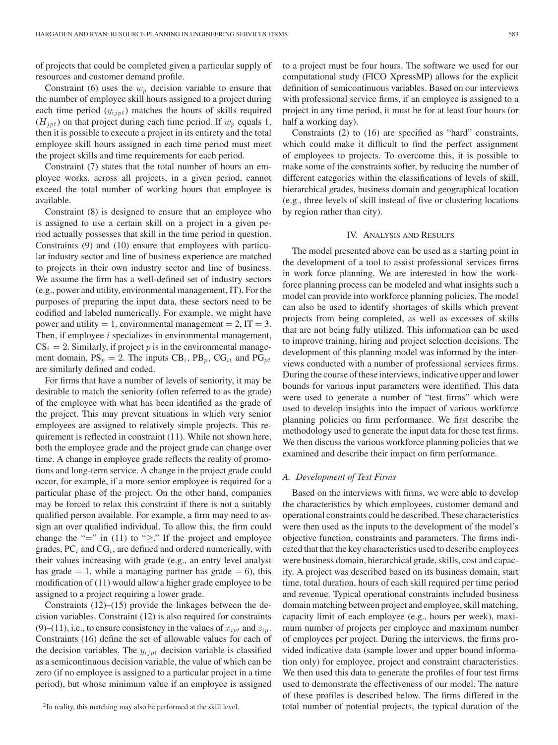of projects that could be completed given a particular supply of resources and customer demand profile.

Constraint (6) uses the $w_p$ decision variable to ensure that the number of employee skill hours assigned to a project during each time period ($y_{ijpt}$) matches the hours of skills required ($H_{jpt}$) on that project during each time period. If $w_p$ equals 1, then it is possible to execute a project in its entirety and the total employee skill hours assigned in each time period must meet the project skills and time requirements for each period.

Constraint (7) states that the total number of hours an employee works, across all projects, in a given period, cannot exceed the total number of working hours that employee is available.

Constraint (8) is designed to ensure that an employee who is assigned to use a certain skill on a project in a given period actually possesses that skill in the time period in question. Constraints (9) and (10) ensure that employees with particular industry sector and line of business experience are matched to projects in their own industry sector and line of business. We assume the firm has a well-defined set of industry sectors (e.g., power and utility, environmental management, IT). For the purposes of preparing the input data, these sectors need to be codified and labeled numerically. For example, we might have power and utility = 1, environmental management = 2, IT = 3. Then, if employee $i$ specializes in environmental management, $\mathrm{CS}_i = 2$. Similarly, if project $p$ is in the environmental management domain, $\mathrm{PS}_p = 2$. The inputs $\mathrm{CB}_i$, $\mathrm{PB}_p$, $\mathrm{CG}_{it}$ and $\mathrm{PG}_{pt}$ are similarly defined and coded.

For firms that have a number of levels of seniority, it may be desirable to match the seniority (often referred to as the grade) of the employee with what has been identified as the grade of the project. This may prevent situations in which very senior employees are assigned to relatively simple projects. This requirement is reflected in constraint (11). While not shown here, both the employee grade and the project grade can change over time. A change in employee grade reflects the reality of promotions and long-term service. A change in the project grade could occur, for example, if a more senior employee is required for a particular phase of the project. On the other hand, companies may be forced to relax this constraint if there is not a suitably qualified person available. For example, a firm may need to assign an over qualified individual. To allow this, the firm could change the "=" in (11) to "≥." If the project and employee grades, $\mathrm{PC}_i$ and $\mathrm{CG}_i$, are defined and ordered numerically, with their values increasing with grade (e.g., an entry level analyst has grade = 1, while a managing partner has grade = 6), this modification of (11) would allow a higher grade employee to be assigned to a project requiring a lower grade.

Constraints (12)–(15) provide the linkages between the decision variables. Constraint (12) is also required for constraints (9)–(11), i.e., to ensure consistency in the values of $x_{ipt}$ and $z_{ip}$. Constraints (16) define the set of allowable values for each of the decision variables. The $y_{ijpt}$ decision variable is classified as a semicontinuous decision variable, the value of which can be zero (if no employee is assigned to a particular project in a time period), but whose minimum value if an employee is assigned to a project must be four hours. The software we used for our computational study (FICO XpressMP) allows for the explicit definition of semicontinuous variables. Based on our interviews with professional service firms, if an employee is assigned to a project in any time period, it must be for at least four hours (or half a working day).

Constraints (2) to (16) are specified as "hard" constraints, which could make it difficult to find the perfect assignment of employees to projects. To overcome this, it is possible to make some of the constraints softer, by reducing the number of different categories within the classifications of levels of skill, hierarchical grades, business domain and geographical location (e.g., three levels of skill instead of five or clustering locations by region rather than city).

[2]In reality, this matching may also be performed at the skill level.

## IV. Analysis and Results

The model presented above can be used as a starting point in the development of a tool to assist professional services firms in work force planning. We are interested in how the workforce planning process can be modeled and what insights such a model can provide into workforce planning policies. The model can also be used to identify shortages of skills which prevent projects from being completed, as well as excesses of skills that are not being fully utilized. This information can be used to improve training, hiring and project selection decisions. The development of this planning model was informed by the interviews conducted with a number of professional services firms. During the course of these interviews, indicative upper and lower bounds for various input parameters were identified. This data were used to generate a number of "test firms" which were used to develop insights into the impact of various workforce planning policies on firm performance. We first describe the methodology used to generate the input data for these test firms. We then discuss the various workforce planning policies that we examined and describe their impact on firm performance.

### A. Development of Test Firms

Based on the interviews with firms, we were able to develop the characteristics by which employees, customer demand and operational constraints could be described. These characteristics were then used as the inputs to the development of the model's objective function, constraints and parameters. The firms indicated that that the key characteristics used to describe employees were business domain, hierarchical grade, skills, cost and capacity. A project was described based on its business domain, start time, total duration, hours of each skill required per time period and revenue. Typical operational constraints included business domain matching between project and employee, skill matching, capacity limit of each employee (e.g., hours per week), maximum number of projects per employee and maximum number of employees per project. During the interviews, the firms provided indicative data (sample lower and upper bound information only) for employee, project and constraint characteristics. We then used this data to generate the profiles of four test firms used to demonstrate the effectiveness of our model. The nature of these profiles is described below. The firms differed in the total number of potential projects, the typical duration of the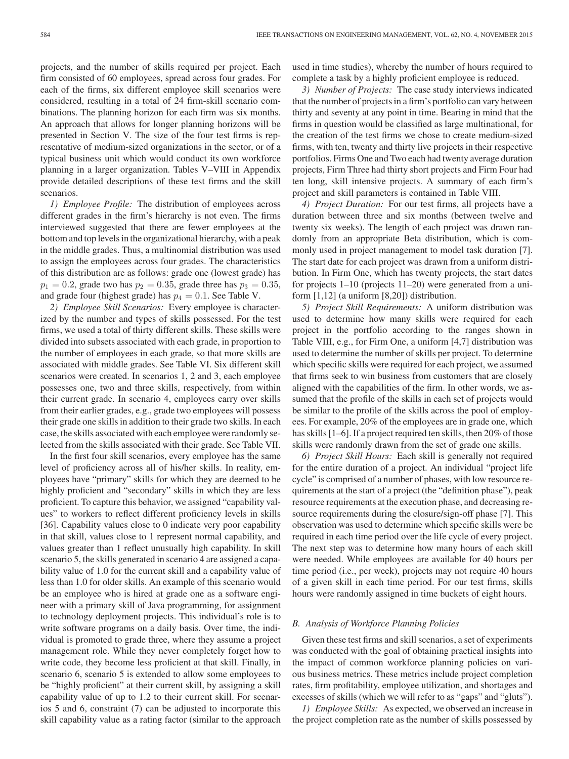projects, and the number of skills required per project. Each firm consisted of 60 employees, spread across four grades. For each of the firms, six different employee skill scenarios were considered, resulting in a total of 24 firm-skill scenario combinations. The planning horizon for each firm was six months. An approach that allows for longer planning horizons will be presented in Section V. The size of the four test firms is representative of medium-sized organizations in the sector, or of a typical business unit which would conduct its own workforce planning in a larger organization. Tables V–VIII in Appendix provide detailed descriptions of these test firms and the skill scenarios.

*1) Employee Profile:* The distribution of employees across different grades in the firm's hierarchy is not even. The firms interviewed suggested that there are fewer employees at the bottom and top levels in the organizational hierarchy, with a peak in the middle grades. Thus, a multinomial distribution was used to assign the employees across four grades. The characteristics of this distribution are as follows: grade one (lowest grade) has $p_1 = 0.2$, grade two has $p_2 = 0.35$, grade three has $p_3 = 0.35$, and grade four (highest grade) has $p_4 = 0.1$. See Table V.

*2) Employee Skill Scenarios:* Every employee is characterized by the number and types of skills possessed. For the test firms, we used a total of thirty different skills. These skills were divided into subsets associated with each grade, in proportion to the number of employees in each grade, so that more skills are associated with middle grades. See Table VI. Six different skill scenarios were created. In scenarios 1, 2 and 3, each employee possesses one, two and three skills, respectively, from within their current grade. In scenario 4, employees carry over skills from their earlier grades, e.g., grade two employees will possess their grade one skills in addition to their grade two skills. In each case, the skills associated with each employee were randomly selected from the skills associated with their grade. See Table VII.

In the first four skill scenarios, every employee has the same level of proficiency across all of his/her skills. In reality, employees have "primary" skills for which they are deemed to be highly proficient and "secondary" skills in which they are less proficient. To capture this behavior, we assigned "capability values" to workers to reflect different proficiency levels in skills [36]. Capability values close to 0 indicate very poor capability in that skill, values close to 1 represent normal capability, and values greater than 1 reflect unusually high capability. In skill scenario 5, the skills generated in scenario 4 are assigned a capability value of 1.0 for the current skill and a capability value of less than 1.0 for older skills. An example of this scenario would be an employee who is hired at grade one as a software engineer with a primary skill of Java programming, for assignment to technology deployment projects. This individual's role is to write software programs on a daily basis. Over time, the individual is promoted to grade three, where they assume a project management role. While they never completely forget how to write code, they become less proficient at that skill. Finally, in scenario 6, scenario 5 is extended to allow some employees to be "highly proficient" at their current skill, by assigning a skill capability value of up to 1.2 to their current skill. For scenarios 5 and 6, constraint (7) can be adjusted to incorporate this skill capability value as a rating factor (similar to the approach used in time studies), whereby the number of hours required to complete a task by a highly proficient employee is reduced.

*3) Number of Projects:* The case study interviews indicated that the number of projects in a firm's portfolio can vary between thirty and seventy at any point in time. Bearing in mind that the firms in question would be classified as large multinational, for the creation of the test firms we chose to create medium-sized firms, with ten, twenty and thirty live projects in their respective portfolios. Firms One and Two each had twenty average duration projects, Firm Three had thirty short projects and Firm Four had ten long, skill intensive projects. A summary of each firm's project and skill parameters is contained in Table VIII.

*4) Project Duration:* For our test firms, all projects have a duration between three and six months (between twelve and twenty six weeks). The length of each project was drawn randomly from an appropriate Beta distribution, which is commonly used in project management to model task duration [7]. The start date for each project was drawn from a uniform distribution. In Firm One, which has twenty projects, the start dates for projects 1–10 (projects 11–20) were generated from a uniform [1,12] (a uniform [8,20]) distribution.

*5) Project Skill Requirements:* A uniform distribution was used to determine how many skills were required for each project in the portfolio according to the ranges shown in Table VIII, e.g., for Firm One, a uniform [4,7] distribution was used to determine the number of skills per project. To determine which specific skills were required for each project, we assumed that firms seek to win business from customers that are closely aligned with the capabilities of the firm. In other words, we assumed that the profile of the skills in each set of projects would be similar to the profile of the skills across the pool of employees. For example, 20% of the employees are in grade one, which has skills [1–6]. If a project required ten skills, then 20% of those skills were randomly drawn from the set of grade one skills.

*6) Project Skill Hours:* Each skill is generally not required for the entire duration of a project. An individual "project life cycle" is comprised of a number of phases, with low resource requirements at the start of a project (the "definition phase"), peak resource requirements at the execution phase, and decreasing resource requirements during the closure/sign-off phase [7]. This observation was used to determine which specific skills were be required in each time period over the life cycle of every project. The next step was to determine how many hours of each skill were needed. While employees are available for 40 hours per time period (i.e., per week), projects may not require 40 hours of a given skill in each time period. For our test firms, skills hours were randomly assigned in time buckets of eight hours.

### B. Analysis of Workforce Planning Policies

Given these test firms and skill scenarios, a set of experiments was conducted with the goal of obtaining practical insights into the impact of common workforce planning policies on various business metrics. These metrics include project completion rates, firm profitability, employee utilization, and shortages and excesses of skills (which we will refer to as "gaps" and "gluts").

*1) Employee Skills:* As expected, we observed an increase in the project completion rate as the number of skills possessed by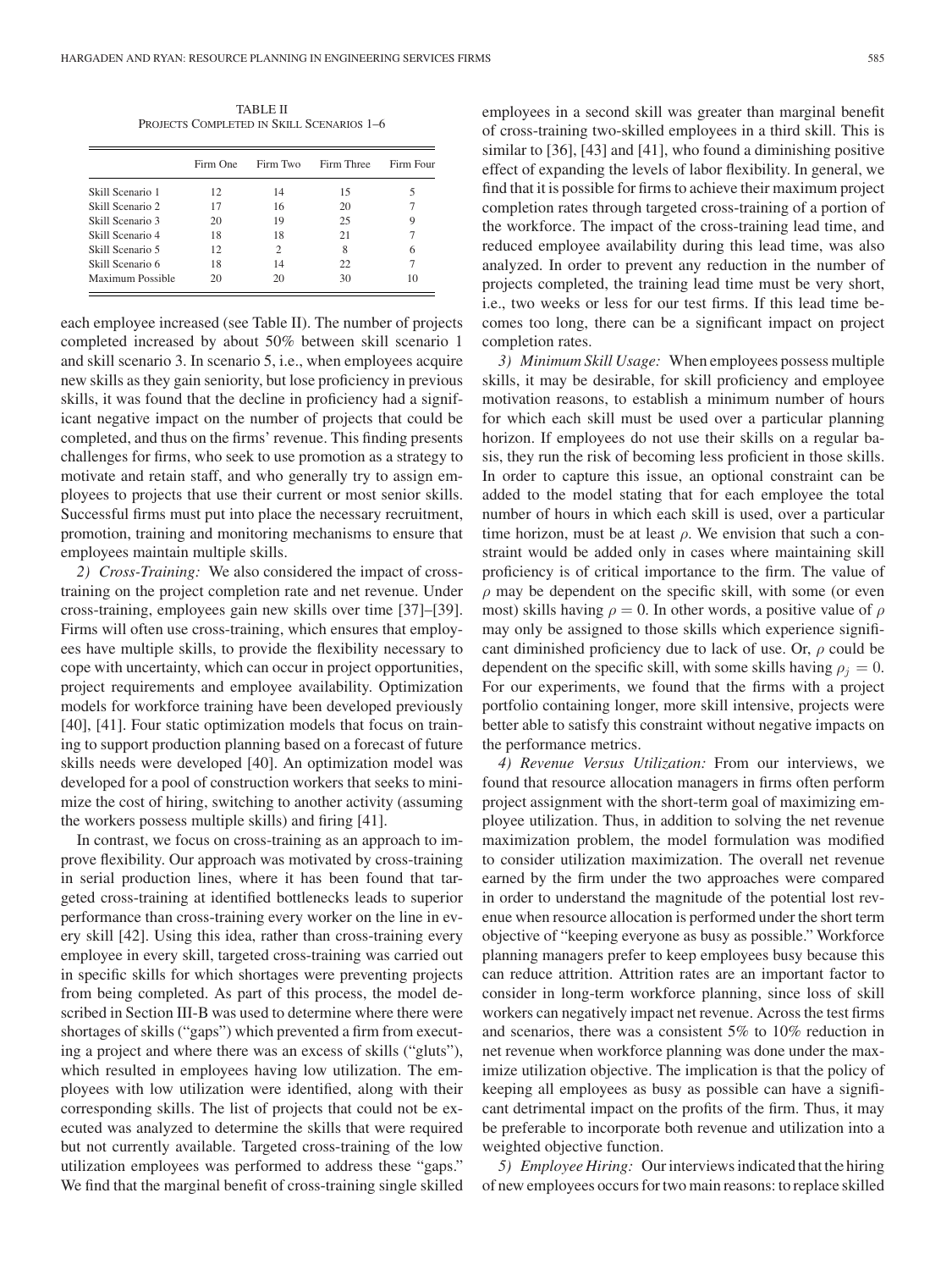TABLE II
PROJECTS COMPLETED IN SKILL SCENARIOS 1–6

| | Firm One | Firm Two | Firm Three | Firm Four |
|---|---|---|---|---|
| Skill Scenario 1 | 12 | 14 | 15 | 5 |
| Skill Scenario 2 | 17 | 16 | 20 | 7 |
| Skill Scenario 3 | 20 | 19 | 25 | 9 |
| Skill Scenario 4 | 18 | 18 | 21 | 7 |
| Skill Scenario 5 | 12 | 2 | 8 | 6 |
| Skill Scenario 6 | 18 | 14 | 22 | 7 |
| Maximum Possible | 20 | 20 | 30 | 10 |

each employee increased (see Table II). The number of projects completed increased by about 50% between skill scenario 1 and skill scenario 3. In scenario 5, i.e., when employees acquire new skills as they gain seniority, but lose proficiency in previous skills, it was found that the decline in proficiency had a significant negative impact on the number of projects that could be completed, and thus on the firms' revenue. This finding presents challenges for firms, who seek to use promotion as a strategy to motivate and retain staff, and who generally try to assign employees to projects that use their current or most senior skills. Successful firms must put into place the necessary recruitment, promotion, training and monitoring mechanisms to ensure that employees maintain multiple skills.

*2) Cross-Training:* We also considered the impact of cross-training on the project completion rate and net revenue. Under cross-training, employees gain new skills over time [37]–[39]. Firms will often use cross-training, which ensures that employees have multiple skills, to provide the flexibility necessary to cope with uncertainty, which can occur in project opportunities, project requirements and employee availability. Optimization models for workforce training have been developed previously [40], [41]. Four static optimization models that focus on training to support production planning based on a forecast of future skills needs were developed [40]. An optimization model was developed for a pool of construction workers that seeks to minimize the cost of hiring, switching to another activity (assuming the workers possess multiple skills) and firing [41].

In contrast, we focus on cross-training as an approach to improve flexibility. Our approach was motivated by cross-training in serial production lines, where it has been found that targeted cross-training at identified bottlenecks leads to superior performance than cross-training every worker on the line in every skill [42]. Using this idea, rather than cross-training every employee in every skill, targeted cross-training was carried out in specific skills for which shortages were preventing projects from being completed. As part of this process, the model described in Section III-B was used to determine where there were shortages of skills ("gaps") which prevented a firm from executing a project and where there was an excess of skills ("gluts"), which resulted in employees having low utilization. The employees with low utilization were identified, along with their corresponding skills. The list of projects that could not be executed was analyzed to determine the skills that were required but not currently available. Targeted cross-training of the low utilization employees was performed to address these "gaps." We find that the marginal benefit of cross-training single skilled employees in a second skill was greater than marginal benefit of cross-training two-skilled employees in a third skill. This is similar to [36], [43] and [41], who found a diminishing positive effect of expanding the levels of labor flexibility. In general, we find that it is possible for firms to achieve their maximum project completion rates through targeted cross-training of a portion of the workforce. The impact of the cross-training lead time, and reduced employee availability during this lead time, was also analyzed. In order to prevent any reduction in the number of projects completed, the training lead time must be very short, i.e., two weeks or less for our test firms. If this lead time becomes too long, there can be a significant impact on project completion rates.

*3) Minimum Skill Usage:* When employees possess multiple skills, it may be desirable, for skill proficiency and employee motivation reasons, to establish a minimum number of hours for which each skill must be used over a particular planning horizon. If employees do not use their skills on a regular basis, they run the risk of becoming less proficient in those skills. In order to capture this issue, an optional constraint can be added to the model stating that for each employee the total number of hours in which each skill is used, over a particular time horizon, must be at least $\rho$. We envision that such a constraint would be added only in cases where maintaining skill proficiency is of critical importance to the firm. The value of $\rho$ may be dependent on the specific skill, with some (or even most) skills having $\rho = 0$. In other words, a positive value of $\rho$ may only be assigned to those skills which experience significant diminished proficiency due to lack of use. Or, $\rho$ could be dependent on the specific skill, with some skills having $\rho_j = 0$. For our experiments, we found that the firms with a project portfolio containing longer, more skill intensive, projects were better able to satisfy this constraint without negative impacts on the performance metrics.

*4) Revenue Versus Utilization:* From our interviews, we found that resource allocation managers in firms often perform project assignment with the short-term goal of maximizing employee utilization. Thus, in addition to solving the net revenue maximization problem, the model formulation was modified to consider utilization maximization. The overall net revenue earned by the firm under the two approaches were compared in order to understand the magnitude of the potential lost revenue when resource allocation is performed under the short term objective of "keeping everyone as busy as possible." Workforce planning managers prefer to keep employees busy because this can reduce attrition. Attrition rates are an important factor to consider in long-term workforce planning, since loss of skill workers can negatively impact net revenue. Across the test firms and scenarios, there was a consistent 5% to 10% reduction in net revenue when workforce planning was done under the maximize utilization objective. The implication is that the policy of keeping all employees as busy as possible can have a significant detrimental impact on the profits of the firm. Thus, it may be preferable to incorporate both revenue and utilization into a weighted objective function.

*5) Employee Hiring:* Our interviews indicated that the hiring of new employees occurs for two main reasons: to replace skilled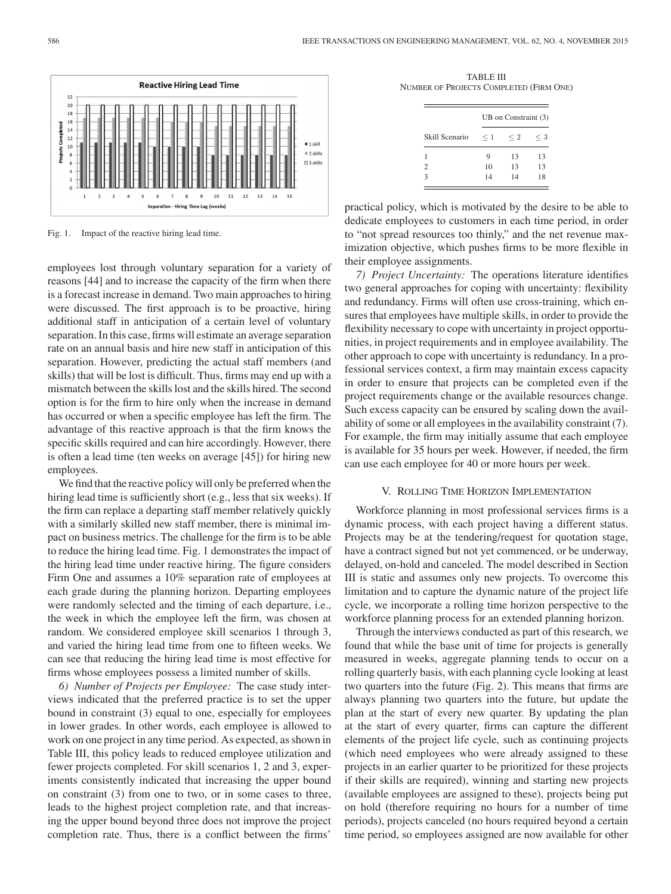Fig. 1. Impact of the reactive hiring lead time.

employees lost through voluntary separation for a variety of reasons [44] and to increase the capacity of the firm when there is a forecast increase in demand. Two main approaches to hiring were discussed. The first approach is to be proactive, hiring additional staff in anticipation of a certain level of voluntary separation. In this case, firms will estimate an average separation rate on an annual basis and hire new staff in anticipation of this separation. However, predicting the actual staff members (and skills) that will be lost is difficult. Thus, firms may end up with a mismatch between the skills lost and the skills hired. The second option is for the firm to hire only when the increase in demand has occurred or when a specific employee has left the firm. The advantage of this reactive approach is that the firm knows the specific skills required and can hire accordingly. However, there is often a lead time (ten weeks on average [45]) for hiring new employees.

We find that the reactive policy will only be preferred when the hiring lead time is sufficiently short (e.g., less that six weeks). If the firm can replace a departing staff member relatively quickly with a similarly skilled new staff member, there is minimal impact on business metrics. The challenge for the firm is to be able to reduce the hiring lead time. Fig. 1 demonstrates the impact of the hiring lead time under reactive hiring. The figure considers Firm One and assumes a 10% separation rate of employees at each grade during the planning horizon. Departing employees were randomly selected and the timing of each departure, i.e., the week in which the employee left the firm, was chosen at random. We considered employee skill scenarios 1 through 3, and varied the hiring lead time from one to fifteen weeks. We can see that reducing the hiring lead time is most effective for firms whose employees possess a limited number of skills.

*6) Number of Projects per Employee:* The case study interviews indicated that the preferred practice is to set the upper bound in constraint (3) equal to one, especially for employees in lower grades. In other words, each employee is allowed to work on one project in any time period. As expected, as shown in Table III, this policy leads to reduced employee utilization and fewer projects completed. For skill scenarios 1, 2 and 3, experiments consistently indicated that increasing the upper bound on constraint (3) from one to two, or in some cases to three, leads to the highest project completion rate, and that increasing the upper bound beyond three does not improve the project completion rate. Thus, there is a conflict between the firms' practical policy, which is motivated by the desire to be able to dedicate employees to customers in each time period, in order to "not spread resources too thinly," and the net revenue maximization objective, which pushes firms to be more flexible in their employee assignments.

TABLE III
NUMBER OF PROJECTS COMPLETED (FIRM ONE)

| | UB on Constraint (3) | | |
|---|---|---|---|
| Skill Scenario | $\leq 1$ | $\leq 2$ | $\leq 3$ |
| 1 | 9 | 13 | 13 |
| 2 | 10 | 13 | 13 |
| 3 | 14 | 14 | 18 |

*7) Project Uncertainty:* The operations literature identifies two general approaches for coping with uncertainty: flexibility and redundancy. Firms will often use cross-training, which ensures that employees have multiple skills, in order to provide the flexibility necessary to cope with uncertainty in project opportunities, in project requirements and in employee availability. The other approach to cope with uncertainty is redundancy. In a professional services context, a firm may maintain excess capacity in order to ensure that projects can be completed even if the project requirements change or the available resources change. Such excess capacity can be ensured by scaling down the availability of some or all employees in the availability constraint (7). For example, the firm may initially assume that each employee is available for 35 hours per week. However, if needed, the firm can use each employee for 40 or more hours per week.

## V. Rolling Time Horizon Implementation

Workforce planning in most professional services firms is a dynamic process, with each project having a different status. Projects may be at the tendering/request for quotation stage, have a contract signed but not yet commenced, or be underway, delayed, on-hold and canceled. The model described in Section III is static and assumes only new projects. To overcome this limitation and to capture the dynamic nature of the project life cycle, we incorporate a rolling time horizon perspective to the workforce planning process for an extended planning horizon.

Through the interviews conducted as part of this research, we found that while the base unit of time for projects is generally measured in weeks, aggregate planning tends to occur on a rolling quarterly basis, with each planning cycle looking at least two quarters into the future (Fig. 2). This means that firms are always planning two quarters into the future, but update the plan at the start of every new quarter. By updating the plan at the start of every quarter, firms can capture the different elements of the project life cycle, such as continuing projects (which need employees who were already assigned to these projects in an earlier quarter to be prioritized for these projects if their skills are required), winning and starting new projects (available employees are assigned to these), projects being put on hold (therefore requiring no hours for a number of time periods), projects canceled (no hours required beyond a certain time period, so employees assigned are now available for other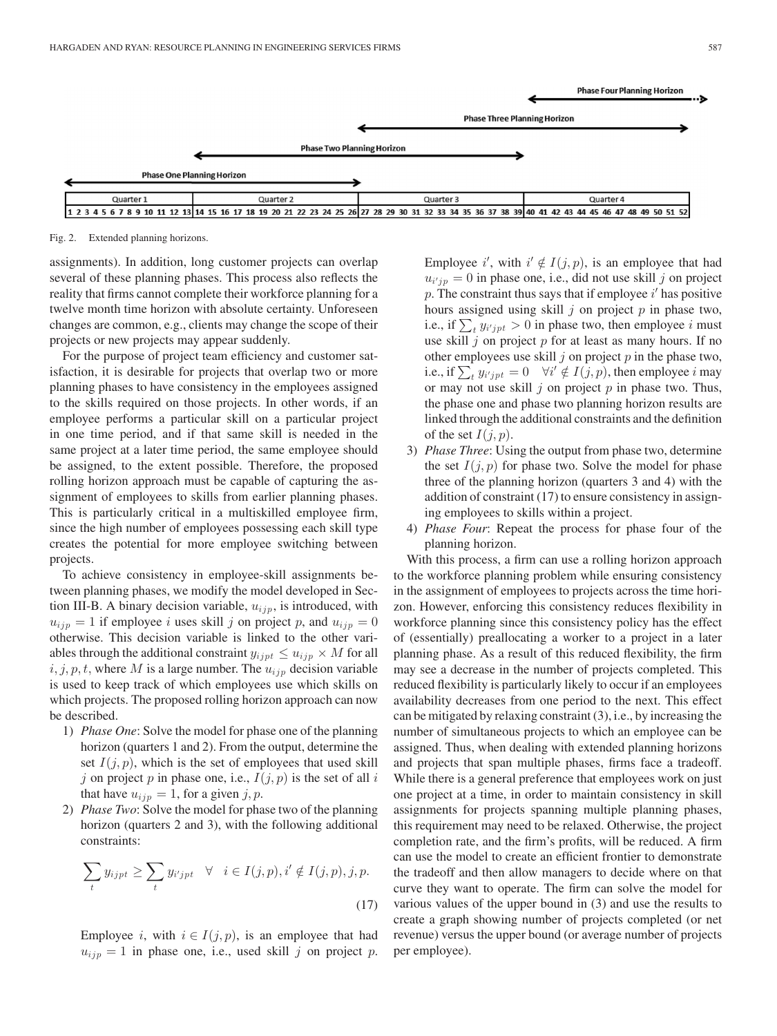Fig. 2. Extended planning horizons.

assignments). In addition, long customer projects can overlap several of these planning phases. This process also reflects the reality that firms cannot complete their workforce planning for a twelve month time horizon with absolute certainty. Unforeseen changes are common, e.g., clients may change the scope of their projects or new projects may appear suddenly.

For the purpose of project team efficiency and customer satisfaction, it is desirable for projects that overlap two or more planning phases to have consistency in the employees assigned to the skills required on those projects. In other words, if an employee performs a particular skill on a particular project in one time period, and if that same skill is needed in the same project at a later time period, the same employee should be assigned, to the extent possible. Therefore, the proposed rolling horizon approach must be capable of capturing the assignment of employees to skills from earlier planning phases. This is particularly critical in a multiskilled employee firm, since the high number of employees possessing each skill type creates the potential for more employee switching between projects.

To achieve consistency in employee-skill assignments between planning phases, we modify the model developed in Section III-B. A binary decision variable, $u_{ijp}$, is introduced, with $u_{ijp} = 1$ if employee $i$ uses skill $j$ on project $p$, and $u_{ijp} = 0$ otherwise. This decision variable is linked to the other variables through the additional constraint $y_{ijpt} \leq u_{ijp} \times M$ for all $i, j, p, t$, where $M$ is a large number. The $u_{ijp}$ decision variable is used to keep track of which employees use which skills on which projects. The proposed rolling horizon approach can now be described.

1) *Phase One*: Solve the model for phase one of the planning horizon (quarters 1 and 2). From the output, determine the set $I(j, p)$, which is the set of employees that used skill $j$ on project $p$ in phase one, i.e., $I(j, p)$ is the set of all $i$ that have $u_{ijp} = 1$, for a given $j, p$.
2) *Phase Two*: Solve the model for phase two of the planning horizon (quarters 2 and 3), with the following additional constraints:

$$\sum_t y_{ijpt} \geq \sum_t y_{i'jpt} \quad \forall \quad i \in I(j,p), i' \notin I(j,p), j, p. \tag{17}$$

Employee $i$, with $i \in I(j, p)$, is an employee that had $u_{ijp} = 1$ in phase one, i.e., used skill $j$ on project $p$. Employee $i'$, with $i' \notin I(j, p)$, is an employee that had $u_{i'jp} = 0$ in phase one, i.e., did not use skill $j$ on project $p$. The constraint thus says that if employee $i'$ has positive hours assigned using skill $j$ on project $p$ in phase two, i.e., if $\sum_t y_{i'jpt} > 0$ in phase two, then employee $i$ must use skill $j$ on project $p$ for at least as many hours. If no other employees use skill $j$ on project $p$ in the phase two, i.e., if $\sum_t y_{i'jpt} = 0 \quad \forall i' \notin I(j, p)$, then employee $i$ may or may not use skill $j$ on project $p$ in phase two. Thus, the phase one and phase two planning horizon results are linked through the additional constraints and the definition of the set $I(j, p)$.
3) *Phase Three*: Using the output from phase two, determine the set $I(j, p)$ for phase two. Solve the model for phase three of the planning horizon (quarters 3 and 4) with the addition of constraint (17) to ensure consistency in assigning employees to skills within a project.
4) *Phase Four*: Repeat the process for phase four of the planning horizon.

With this process, a firm can use a rolling horizon approach to the workforce planning problem while ensuring consistency in the assignment of employees to projects across the time horizon. However, enforcing this consistency reduces flexibility in workforce planning since this consistency policy has the effect of (essentially) preallocating a worker to a project in a later planning phase. As a result of this reduced flexibility, the firm may see a decrease in the number of projects completed. This reduced flexibility is particularly likely to occur if an employees availability decreases from one period to the next. This effect can be mitigated by relaxing constraint (3), i.e., by increasing the number of simultaneous projects to which an employee can be assigned. Thus, when dealing with extended planning horizons and projects that span multiple phases, firms face a tradeoff. While there is a general preference that employees work on just one project at a time, in order to maintain consistency in skill assignments for projects spanning multiple planning phases, this requirement may need to be relaxed. Otherwise, the project completion rate, and the firm's profits, will be reduced. A firm can use the model to create an efficient frontier to demonstrate the tradeoff and then allow managers to decide where on that curve they want to operate. The firm can solve the model for various values of the upper bound in (3) and use the results to create a graph showing number of projects completed (or net revenue) versus the upper bound (or average number of projects per employee).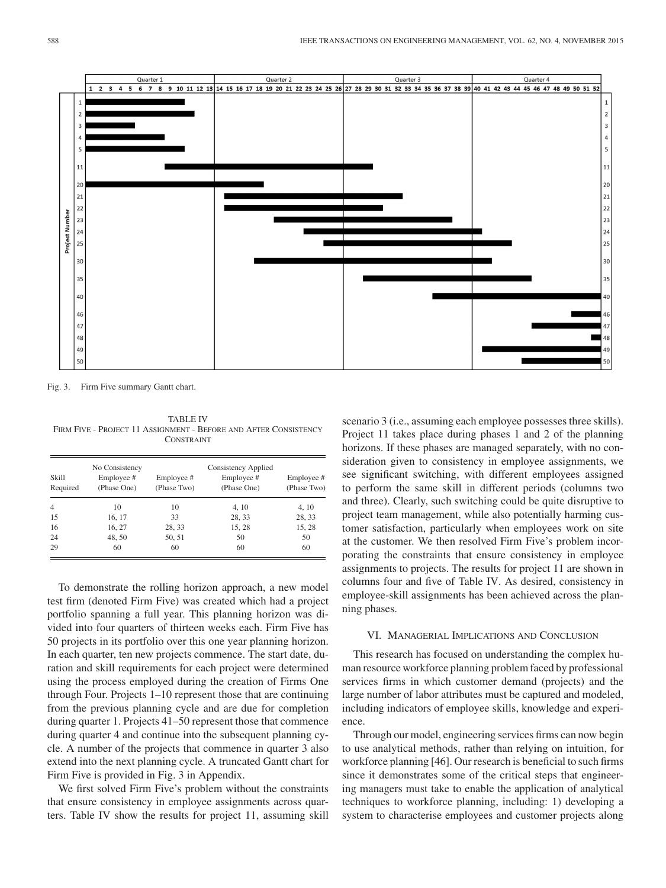Fig. 3. Firm Five summary Gantt chart.

TABLE IV
FIRM FIVE - PROJECT 11 ASSIGNMENT - BEFORE AND AFTER CONSISTENCY CONSTRAINT

| Skill Required | No Consistency Employee # (Phase One) | Employee # (Phase Two) | Consistency Applied Employee # (Phase One) | Employee # (Phase Two) |
|---|---|---|---|---|
| 4 | 10 | 10 | 4, 10 | 4, 10 |
| 15 | 16, 17 | 33 | 28, 33 | 28, 33 |
| 16 | 16, 27 | 28, 33 | 15, 28 | 15, 28 |
| 24 | 48, 50 | 50, 51 | 50 | 50 |
| 29 | 60 | 60 | 60 | 60 |

To demonstrate the rolling horizon approach, a new model test firm (denoted Firm Five) was created which had a project portfolio spanning a full year. This planning horizon was divided into four quarters of thirteen weeks each. Firm Five has 50 projects in its portfolio over this one year planning horizon. In each quarter, ten new projects commence. The start date, duration and skill requirements for each project were determined using the process employed during the creation of Firms One through Four. Projects 1–10 represent those that are continuing from the previous planning cycle and are due for completion during quarter 1. Projects 41–50 represent those that commence during quarter 4 and continue into the subsequent planning cycle. A number of the projects that commence in quarter 3 also extend into the next planning cycle. A truncated Gantt chart for Firm Five is provided in Fig. 3 in Appendix.

We first solved Firm Five's problem without the constraints that ensure consistency in employee assignments across quarters. Table IV show the results for project 11, assuming skill scenario 3 (i.e., assuming each employee possesses three skills). Project 11 takes place during phases 1 and 2 of the planning horizons. If these phases are managed separately, with no consideration given to consistency in employee assignments, we see significant switching, with different employees assigned to perform the same skill in different periods (columns two and three). Clearly, such switching could be quite disruptive to project team management, while also potentially harming customer satisfaction, particularly when employees work on site at the customer. We then resolved Firm Five's problem incorporating the constraints that ensure consistency in employee assignments to projects. The results for project 11 are shown in columns four and five of Table IV. As desired, consistency in employee-skill assignments has been achieved across the planning phases.

## VI. MANAGERIAL IMPLICATIONS AND CONCLUSION

This research has focused on understanding the complex human resource workforce planning problem faced by professional services firms in which customer demand (projects) and the large number of labor attributes must be captured and modeled, including indicators of employee skills, knowledge and experience.

Through our model, engineering services firms can now begin to use analytical methods, rather than relying on intuition, for workforce planning [46]. Our research is beneficial to such firms since it demonstrates some of the critical steps that engineering managers must take to enable the application of analytical techniques to workforce planning, including: 1) developing a system to characterise employees and customer projects along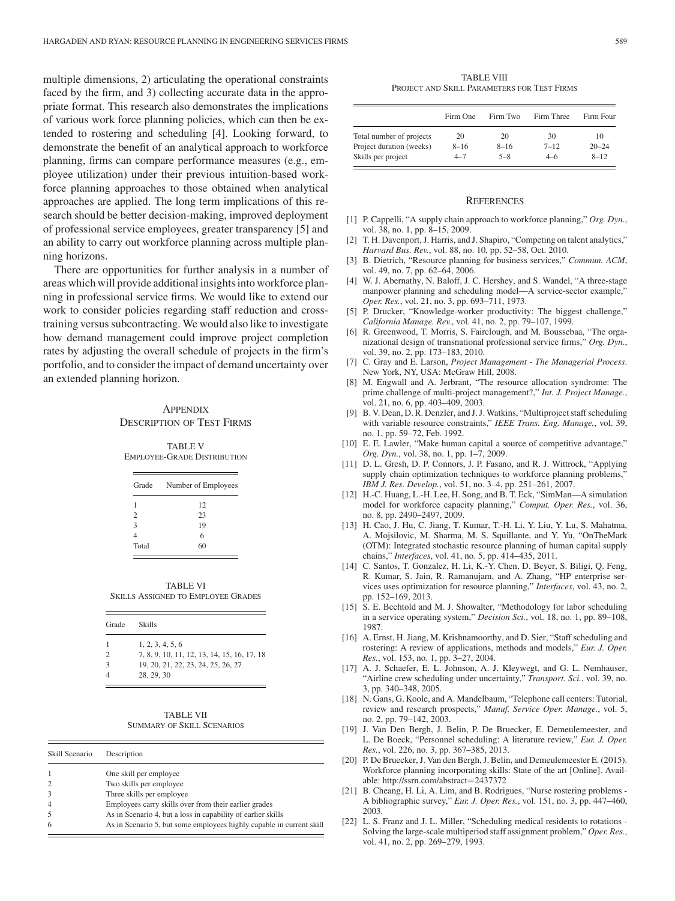multiple dimensions, 2) articulating the operational constraints faced by the firm, and 3) collecting accurate data in the appropriate format. This research also demonstrates the implications of various work force planning policies, which can then be extended to rostering and scheduling [4]. Looking forward, to demonstrate the benefit of an analytical approach to workforce planning, firms can compare performance measures (e.g., employee utilization) under their previous intuition-based workforce planning approaches to those obtained when analytical approaches are applied. The long term implications of this research should be better decision-making, improved deployment of professional service employees, greater transparency [5] and an ability to carry out workforce planning across multiple planning horizons.

There are opportunities for further analysis in a number of areas which will provide additional insights into workforce planning in professional service firms. We would like to extend our work to consider policies regarding staff reduction and cross-training versus subcontracting. We would also like to investigate how demand management could improve project completion rates by adjusting the overall schedule of projects in the firm's portfolio, and to consider the impact of demand uncertainty over an extended planning horizon.

## Appendix
## Description of Test Firms

TABLE V
Employee-Grade Distribution

| Grade | Number of Employees |
|---|---|
| 1 | 12 |
| 2 | 23 |
| 3 | 19 |
| 4 | 6 |
| Total | 60 |

TABLE VI
Skills Assigned to Employee Grades

| Grade | Skills |
|---|---|
| 1 | 1, 2, 3, 4, 5, 6 |
| 2 | 7, 8, 9, 10, 11, 12, 13, 14, 15, 16, 17, 18 |
| 3 | 19, 20, 21, 22, 23, 24, 25, 26, 27 |
| 4 | 28, 29, 30 |

TABLE VII
Summary of Skill Scenarios

| Skill Scenario | Description |
|---|---|
| 1 | One skill per employee |
| 2 | Two skills per employee |
| 3 | Three skills per employee |
| 4 | Employees carry skills over from their earlier grades |
| 5 | As in Scenario 4, but a loss in capability of earlier skills |
| 6 | As in Scenario 5, but some employees highly capable in current skill |

TABLE VIII
Project and Skill Parameters for Test Firms

| | Firm One | Firm Two | Firm Three | Firm Four |
|---|---|---|---|---|
| Total number of projects | 20 | 20 | 30 | 10 |
| Project duration (weeks) | 8–16 | 8–16 | 7–12 | 20–24 |
| Skills per project | 4–7 | 5–8 | 4–6 | 8–12 |

## References

[1] P. Cappelli, "A supply chain approach to workforce planning," *Org. Dyn.*, vol. 38, no. 1, pp. 8–15, 2009.

[2] T. H. Davenport, J. Harris, and J. Shapiro, "Competing on talent analytics," *Harvard Bus. Rev.*, vol. 88, no. 10, pp. 52–58, Oct. 2010.

[3] B. Dietrich, "Resource planning for business services," *Commun. ACM*, vol. 49, no. 7, pp. 62–64, 2006.

[4] W. J. Abernathy, N. Baloff, J. C. Hershey, and S. Wandel, "A three-stage manpower planning and scheduling model—A service-sector example," *Oper. Res.*, vol. 21, no. 3, pp. 693–711, 1973.

[5] P. Drucker, "Knowledge-worker productivity: The biggest challenge," *California Manage. Rev.*, vol. 41, no. 2, pp. 79–107, 1999.

[6] R. Greenwood, T. Morris, S. Fairclough, and M. Boussebaa, "The organizational design of transnational professional service firms," *Org. Dyn.*, vol. 39, no. 2, pp. 173–183, 2010.

[7] C. Gray and E. Larson, *Project Management - The Managerial Process*. New York, NY, USA: McGraw Hill, 2008.

[8] M. Engwall and A. Jerbrant, "The resource allocation syndrome: The prime challenge of multi-project management?," *Int. J. Project Manage.*, vol. 21, no. 6, pp. 403–409, 2003.

[9] B. V. Dean, D. R. Denzler, and J. J. Watkins, "Multiproject staff scheduling with variable resource constraints," *IEEE Trans. Eng. Manage.*, vol. 39, no. 1, pp. 59–72, Feb. 1992.

[10] E. E. Lawler, "Make human capital a source of competitive advantage," *Org. Dyn.*, vol. 38, no. 1, pp. 1–7, 2009.

[11] D. L. Gresh, D. P. Connors, J. P. Fasano, and R. J. Wittrock, "Applying supply chain optimization techniques to workforce planning problems," *IBM J. Res. Develop.*, vol. 51, no. 3–4, pp. 251–261, 2007.

[12] H.-C. Huang, L.-H. Lee, H. Song, and B. T. Eck, "SimMan—A simulation model for workforce capacity planning," *Comput. Oper. Res.*, vol. 36, no. 8, pp. 2490–2497, 2009.

[13] H. Cao, J. Hu, C. Jiang, T. Kumar, T.-H. Li, Y. Liu, Y. Lu, S. Mahatma, A. Mojsilovic, M. Sharma, M. S. Squillante, and Y. Yu, "OnTheMark (OTM): Integrated stochastic resource planning of human capital supply chains," *Interfaces*, vol. 41, no. 5, pp. 414–435, 2011.

[14] C. Santos, T. Gonzalez, H. Li, K.-Y. Chen, D. Beyer, S. Biligi, Q. Feng, R. Kumar, S. Jain, R. Ramanujam, and A. Zhang, "HP enterprise services uses optimization for resource planning," *Interfaces*, vol. 43, no. 2, pp. 152–169, 2013.

[15] S. E. Bechtold and M. J. Showalter, "Methodology for labor scheduling in a service operating system," *Decision Sci.*, vol. 18, no. 1, pp. 89–108, 1987.

[16] A. Ernst, H. Jiang, M. Krishnamoorthy, and D. Sier, "Staff scheduling and rostering: A review of applications, methods and models," *Eur. J. Oper. Res.*, vol. 153, no. 1, pp. 3–27, 2004.

[17] A. J. Schaefer, E. L. Johnson, A. J. Kleywegt, and G. L. Nemhauser, "Airline crew scheduling under uncertainty," *Transport. Sci.*, vol. 39, no. 3, pp. 340–348, 2005.

[18] N. Gans, G. Koole, and A. Mandelbaum, "Telephone call centers: Tutorial, review and research prospects," *Manuf. Service Oper. Manage.*, vol. 5, no. 2, pp. 79–142, 2003.

[19] J. Van Den Bergh, J. Belin, P. De Bruecker, E. Demeulemeester, and L. De Boeck, "Personnel scheduling: A literature review," *Eur. J. Oper. Res.*, vol. 226, no. 3, pp. 367–385, 2013.

[20] P. De Bruecker, J. Van den Bergh, J. Belin, and Demeulemeester E. (2015). Workforce planning incorporating skills: State of the art [Online]. Available: http://ssrn.com/abstract=2437372

[21] B. Cheang, H. Li, A. Lim, and B. Rodrigues, "Nurse rostering problems - A bibliographic survey," *Eur. J. Oper. Res.*, vol. 151, no. 3, pp. 447–460, 2003.

[22] L. S. Franz and J. L. Miller, "Scheduling medical residents to rotations - Solving the large-scale multiperiod staff assignment problem," *Oper. Res.*, vol. 41, no. 2, pp. 269–279, 1993.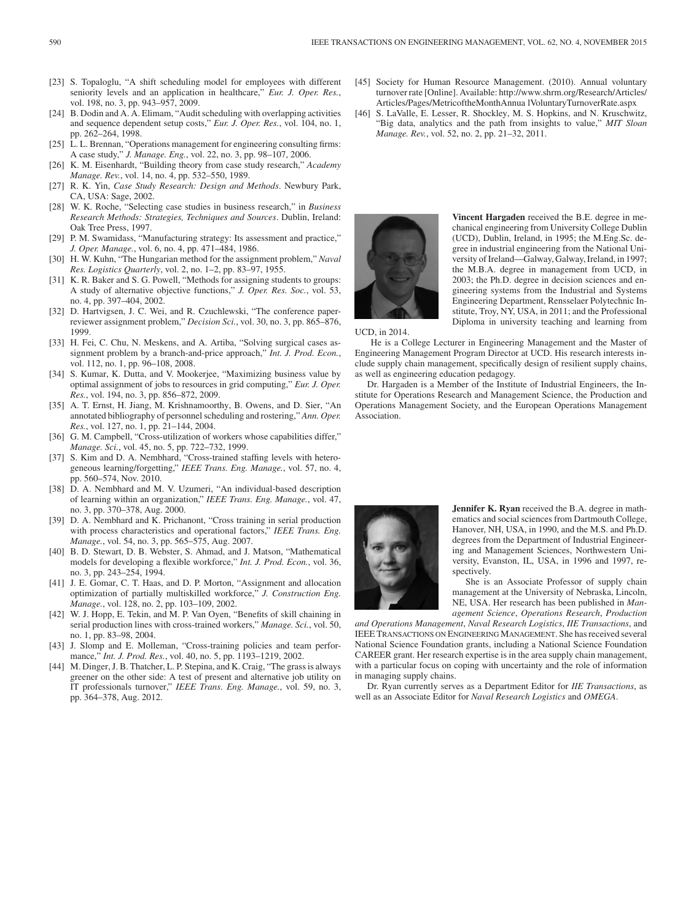[23] S. Topaloglu, "A shift scheduling model for employees with different seniority levels and an application in healthcare," *Eur. J. Oper. Res.*, vol. 198, no. 3, pp. 943–957, 2009.

[24] B. Dodin and A. A. Elimam, "Audit scheduling with overlapping activities and sequence dependent setup costs," *Eur. J. Oper. Res.*, vol. 104, no. 1, pp. 262–264, 1998.

[25] L. L. Brennan, "Operations management for engineering consulting firms: A case study," *J. Manage. Eng.*, vol. 22, no. 3, pp. 98–107, 2006.

[26] K. M. Eisenhardt, "Building theory from case study research," *Academy Manage. Rev.*, vol. 14, no. 4, pp. 532–550, 1989.

[27] R. K. Yin, *Case Study Research: Design and Methods*. Newbury Park, CA, USA: Sage, 2002.

[28] W. K. Roche, "Selecting case studies in business research," in *Business Research Methods: Strategies, Techniques and Sources*. Dublin, Ireland: Oak Tree Press, 1997.

[29] P. M. Swamidass, "Manufacturing strategy: Its assessment and practice," *J. Oper. Manage.*, vol. 6, no. 4, pp. 471–484, 1986.

[30] H. W. Kuhn, "The Hungarian method for the assignment problem," *Naval Res. Logistics Quarterly*, vol. 2, no. 1–2, pp. 83–97, 1955.

[31] K. R. Baker and S. G. Powell, "Methods for assigning students to groups: A study of alternative objective functions," *J. Oper. Res. Soc.*, vol. 53, no. 4, pp. 397–404, 2002.

[32] D. Hartvigsen, J. C. Wei, and R. Czuchlewski, "The conference paper-reviewer assignment problem," *Decision Sci.*, vol. 30, no. 3, pp. 865–876, 1999.

[33] H. Fei, C. Chu, N. Meskens, and A. Artiba, "Solving surgical cases assignment problem by a branch-and-price approach," *Int. J. Prod. Econ.*, vol. 112, no. 1, pp. 96–108, 2008.

[34] S. Kumar, K. Dutta, and V. Mookerjee, "Maximizing business value by optimal assignment of jobs to resources in grid computing," *Eur. J. Oper. Res.*, vol. 194, no. 3, pp. 856–872, 2009.

[35] A. T. Ernst, H. Jiang, M. Krishnamoorthy, B. Owens, and D. Sier, "An annotated bibliography of personnel scheduling and rostering," *Ann. Oper. Res.*, vol. 127, no. 1, pp. 21–144, 2004.

[36] G. M. Campbell, "Cross-utilization of workers whose capabilities differ," *Manage. Sci.*, vol. 45, no. 5, pp. 722–732, 1999.

[37] S. Kim and D. A. Nembhard, "Cross-trained staffing levels with heterogeneous learning/forgetting," *IEEE Trans. Eng. Manage.*, vol. 57, no. 4, pp. 560–574, Nov. 2010.

[38] D. A. Nembhard and M. V. Uzumeri, "An individual-based description of learning within an organization," *IEEE Trans. Eng. Manage.*, vol. 47, no. 3, pp. 370–378, Aug. 2000.

[39] D. A. Nembhard and K. Prichanont, "Cross training in serial production with process characteristics and operational factors," *IEEE Trans. Eng. Manage.*, vol. 54, no. 3, pp. 565–575, Aug. 2007.

[40] B. D. Stewart, D. B. Webster, S. Ahmad, and J. Matson, "Mathematical models for developing a flexible workforce," *Int. J. Prod. Econ.*, vol. 36, no. 3, pp. 243–254, 1994.

[41] J. E. Gomar, C. T. Haas, and D. P. Morton, "Assignment and allocation optimization of partially multiskilled workforce," *J. Construction Eng. Manage.*, vol. 128, no. 2, pp. 103–109, 2002.

[42] W. J. Hopp, E. Tekin, and M. P. Van Oyen, "Benefits of skill chaining in serial production lines with cross-trained workers," *Manage. Sci.*, vol. 50, no. 1, pp. 83–98, 2004.

[43] J. Slomp and E. Molleman, "Cross-training policies and team performance," *Int. J. Prod. Res.*, vol. 40, no. 5, pp. 1193–1219, 2002.

[44] M. Dinger, J. B. Thatcher, L. P. Stepina, and K. Craig, "The grass is always greener on the other side: A test of present and alternative job utility on IT professionals turnover," *IEEE Trans. Eng. Manage.*, vol. 59, no. 3, pp. 364–378, Aug. 2012.

[45] Society for Human Resource Management. (2010). Annual voluntary turnover rate [Online]. Available: http://www.shrm.org/Research/Articles/Articles/Pages/MetricoftheMonthAnnua lVoluntaryTurnoverRate.aspx

[46] S. LaValle, E. Lesser, R. Shockley, M. S. Hopkins, and N. Kruschwitz, "Big data, analytics and the path from insights to value," *MIT Sloan Manage. Rev.*, vol. 52, no. 2, pp. 21–32, 2011.

**Vincent Hargaden** received the B.E. degree in mechanical engineering from University College Dublin (UCD), Dublin, Ireland, in 1995; the M.Eng.Sc. degree in industrial engineering from the National University of Ireland—Galway, Galway, Ireland, in 1997; the M.B.A. degree in management from UCD, in 2003; the Ph.D. degree in decision sciences and engineering systems from the Industrial and Systems Engineering Department, Rensselaer Polytechnic Institute, Troy, NY, USA, in 2011; and the Professional Diploma in university teaching and learning from UCD, in 2014.

He is a College Lecturer in Engineering Management and the Master of Engineering Management Program Director at UCD. His research interests include supply chain management, specifically design of resilient supply chains, as well as engineering education pedagogy.

Dr. Hargaden is a Member of the Institute of Industrial Engineers, the Institute for Operations Research and Management Science, the Production and Operations Management Society, and the European Operations Management Association.

**Jennifer K. Ryan** received the B.A. degree in mathematics and social sciences from Dartmouth College, Hanover, NH, USA, in 1990, and the M.S. and Ph.D. degrees from the Department of Industrial Engineering and Management Sciences, Northwestern University, Evanston, IL, USA, in 1996 and 1997, respectively.

She is an Associate Professor of supply chain management at the University of Nebraska, Lincoln, NE, USA. Her research has been published in *Management Science*, *Operations Research*, *Production and Operations Management*, *Naval Research Logistics*, *IIE Transactions*, and IEEE Transactions on Engineering Management. She has received several National Science Foundation grants, including a National Science Foundation CAREER grant. Her research expertise is in the area supply chain management, with a particular focus on coping with uncertainty and the role of information in managing supply chains.

Dr. Ryan currently serves as a Department Editor for *IIE Transactions*, as well as an Associate Editor for *Naval Research Logistics* and *OMEGA*.